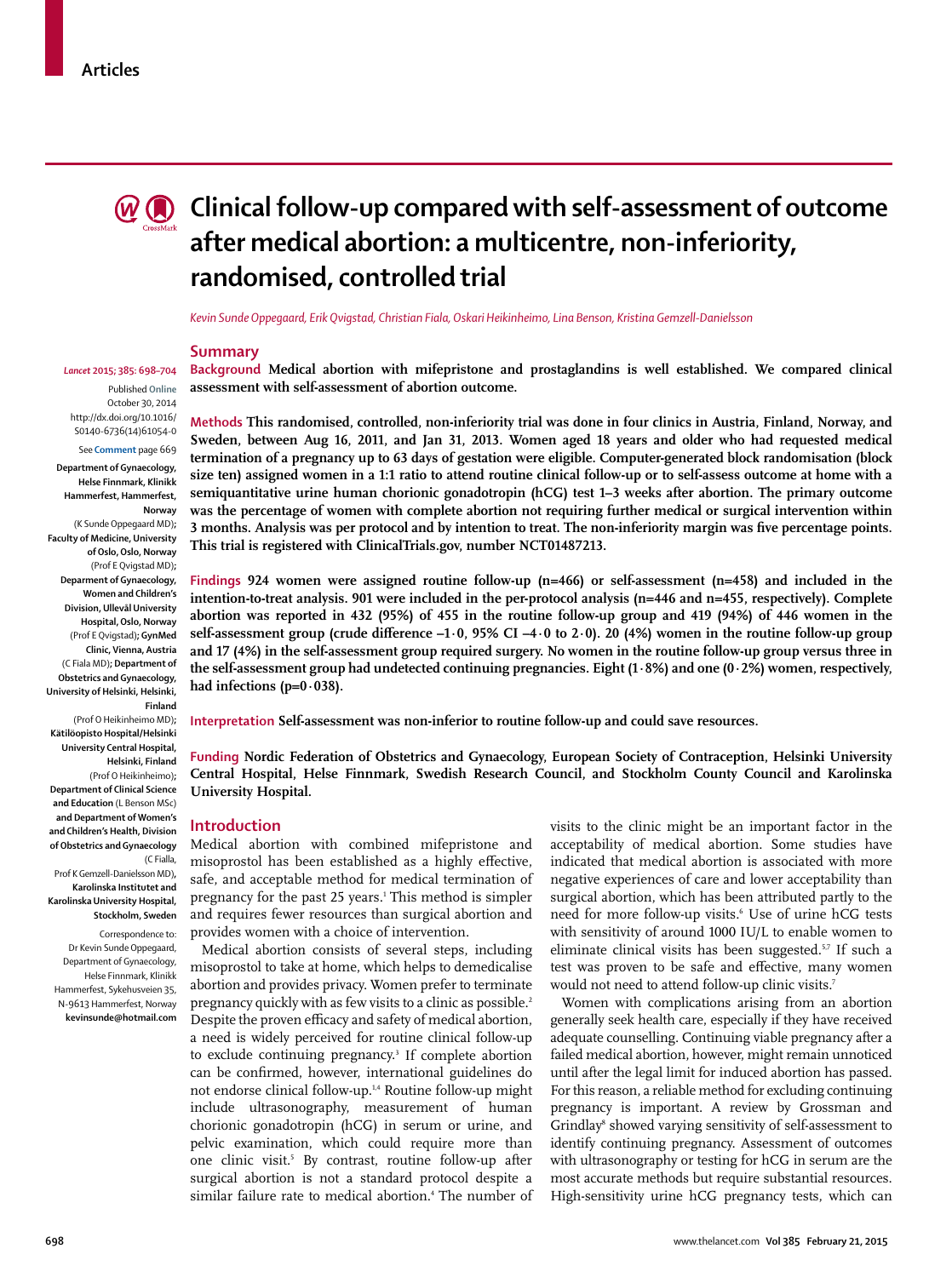Articles

# Clinical follow-up compared with self-assessment of outcome after medical abortion: a multicentre, non-inferiority, randomised, controlled trial

*Kevin Sunde Oppegaard, Erik Qvigstad, Christian Fiala, Oskari Heikinheimo, Lina Benson, Kristina Gemzell-Danielsson*

*Lancet* 2015; 385: 698–704

Published **Online** October 30, 2014 http://dx.doi.org/10.1016/S0140-6736(14)61054-0

See **Comment** page 669

**Department of Gynaecology, Helse Finnmark, Klinikk Hammerfest, Hammerfest, Norway** (K Sunde Oppegaard MD)**; Faculty of Medicine, University of Oslo, Oslo, Norway** (Prof E Qvigstad MD)**; Department of Gynaecology, Women and Children's Division, Ullevål University Hospital, Oslo, Norway** (Prof E Qvigstad)**; GynMed Clinic, Vienna, Austria** (C Fiala MD)**; Department of Obstetrics and Gynaecology, University of Helsinki, Helsinki, Finland** (Prof O Heikinheimo MD)**; Kätilöopisto Hospital/Helsinki University Central Hospital, Helsinki, Finland** (Prof O Heikinheimo)**; Department of Clinical Science and Education** (L Benson MSc) **and Department of Women's and Children's Health, Division of Obstetrics and Gynaecology** (C Fialla, Prof K Gemzell-Danielsson MD)**, Karolinska Institutet and Karolinska University Hospital, Stockholm, Sweden**

Correspondence to: Dr Kevin Sunde Oppegaard, Department of Gynaecology, Helse Finnmark, Klinikk Hammerfest, Sykehusveien 35, N-9613 Hammerfest, Norway **kevinsunde@hotmail.com**

## Summary

**Background Medical abortion with mifepristone and prostaglandins is well established. We compared clinical assessment with self-assessment of abortion outcome.**

**Methods This randomised, controlled, non-inferiority trial was done in four clinics in Austria, Finland, Norway, and Sweden, between Aug 16, 2011, and Jan 31, 2013. Women aged 18 years and older who had requested medical termination of a pregnancy up to 63 days of gestation were eligible. Computer-generated block randomisation (block size ten) assigned women in a 1:1 ratio to attend routine clinical follow-up or to self-assess outcome at home with a semiquantitative urine human chorionic gonadotropin (hCG) test 1–3 weeks after abortion. The primary outcome was the percentage of women with complete abortion not requiring further medical or surgical intervention within 3 months. Analysis was per protocol and by intention to treat. The non-inferiority margin was five percentage points. This trial is registered with ClinicalTrials.gov, number NCT01487213.**

**Findings 924 women were assigned routine follow-up (n=466) or self-assessment (n=458) and included in the intention-to-treat analysis. 901 were included in the per-protocol analysis (n=446 and n=455, respectively). Complete abortion was reported in 432 (95%) of 455 in the routine follow-up group and 419 (94%) of 446 women in the self-assessment group (crude difference –1·0, 95% CI –4·0 to 2·0). 20 (4%) women in the routine follow-up group and 17 (4%) in the self-assessment group required surgery. No women in the routine follow-up group versus three in the self-assessment group had undetected continuing pregnancies. Eight (1·8%) and one (0·2%) women, respectively, had infections (p=0·038).**

**Interpretation Self-assessment was non-inferior to routine follow-up and could save resources.**

**Funding Nordic Federation of Obstetrics and Gynaecology, European Society of Contraception, Helsinki University Central Hospital, Helse Finnmark, Swedish Research Council, and Stockholm County Council and Karolinska University Hospital.**

## Introduction

Medical abortion with combined mifepristone and misoprostol has been established as a highly effective, safe, and acceptable method for medical termination of pregnancy for the past 25 years.[1] This method is simpler and requires fewer resources than surgical abortion and provides women with a choice of intervention.

Medical abortion consists of several steps, including misoprostol to take at home, which helps to demedicalise abortion and provides privacy. Women prefer to terminate pregnancy quickly with as few visits to a clinic as possible.[2] Despite the proven efficacy and safety of medical abortion, a need is widely perceived for routine clinical follow-up to exclude continuing pregnancy.[3] If complete abortion can be confirmed, however, international guidelines do not endorse clinical follow-up.[1,4] Routine follow-up might include ultrasonography, measurement of human chorionic gonadotropin (hCG) in serum or urine, and pelvic examination, which could require more than one clinic visit.[5] By contrast, routine follow-up after surgical abortion is not a standard protocol despite a similar failure rate to medical abortion.[4] The number of visits to the clinic might be an important factor in the acceptability of medical abortion. Some studies have indicated that medical abortion is associated with more negative experiences of care and lower acceptability than surgical abortion, which has been attributed partly to the need for more follow-up visits.[6] Use of urine hCG tests with sensitivity of around 1000 IU/L to enable women to eliminate clinical visits has been suggested.[5,7] If such a test was proven to be safe and effective, many women would not need to attend follow-up clinic visits.[7]

Women with complications arising from an abortion generally seek health care, especially if they have received adequate counselling. Continuing viable pregnancy after a failed medical abortion, however, might remain unnoticed until after the legal limit for induced abortion has passed. For this reason, a reliable method for excluding continuing pregnancy is important. A review by Grossman and Grindlay[8] showed varying sensitivity of self-assessment to identify continuing pregnancy. Assessment of outcomes with ultrasonography or testing for hCG in serum are the most accurate methods but require substantial resources. High-sensitivity urine hCG pregnancy tests, which can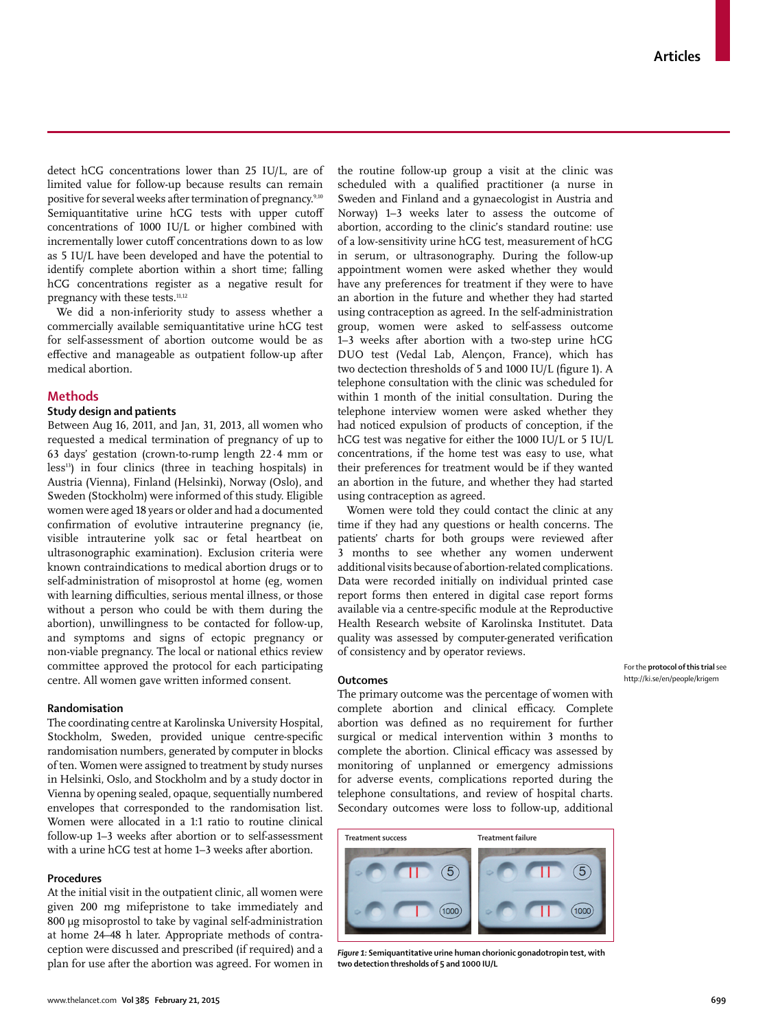detect hCG concentrations lower than 25 IU/L, are of limited value for follow-up because results can remain positive for several weeks after termination of pregnancy.[9,10] Semiquantitative urine hCG tests with upper cutoff concentrations of 1000 IU/L or higher combined with incrementally lower cutoff concentrations down to as low as 5 IU/L have been developed and have the potential to identify complete abortion within a short time; falling hCG concentrations register as a negative result for pregnancy with these tests.[11,12]

We did a non-inferiority study to assess whether a commercially available semiquantitative urine hCG test for self-assessment of abortion outcome would be as effective and manageable as outpatient follow-up after medical abortion.

## Methods

### Study design and patients

Between Aug 16, 2011, and Jan, 31, 2013, all women who requested a medical termination of pregnancy of up to 63 days' gestation (crown-to-rump length 22·4 mm or less[13]) in four clinics (three in teaching hospitals) in Austria (Vienna), Finland (Helsinki), Norway (Oslo), and Sweden (Stockholm) were informed of this study. Eligible women were aged 18 years or older and had a documented confirmation of evolutive intrauterine pregnancy (ie, visible intrauterine yolk sac or fetal heartbeat on ultrasonographic examination). Exclusion criteria were known contraindications to medical abortion drugs or to self-administration of misoprostol at home (eg, women with learning difficulties, serious mental illness, or those without a person who could be with them during the abortion), unwillingness to be contacted for follow-up, and symptoms and signs of ectopic pregnancy or non-viable pregnancy. The local or national ethics review committee approved the protocol for each participating centre. All women gave written informed consent.

### Randomisation

The coordinating centre at Karolinska University Hospital, Stockholm, Sweden, provided unique centre-specific randomisation numbers, generated by computer in blocks of ten. Women were assigned to treatment by study nurses in Helsinki, Oslo, and Stockholm and by a study doctor in Vienna by opening sealed, opaque, sequentially numbered envelopes that corresponded to the randomisation list. Women were allocated in a 1:1 ratio to routine clinical follow-up 1–3 weeks after abortion or to self-assessment with a urine hCG test at home 1–3 weeks after abortion.

### Procedures

At the initial visit in the outpatient clinic, all women were given 200 mg mifepristone to take immediately and 800 μg misoprostol to take by vaginal self-administration at home 24–48 h later. Appropriate methods of contraception were discussed and prescribed (if required) and a plan for use after the abortion was agreed. For women in the routine follow-up group a visit at the clinic was scheduled with a qualified practitioner (a nurse in Sweden and Finland and a gynaecologist in Austria and Norway) 1–3 weeks later to assess the outcome of abortion, according to the clinic's standard routine: use of a low-sensitivity urine hCG test, measurement of hCG in serum, or ultrasonography. During the follow-up appointment women were asked whether they would have any preferences for treatment if they were to have an abortion in the future and whether they had started using contraception as agreed. In the self-administration group, women were asked to self-assess outcome 1–3 weeks after abortion with a two-step urine hCG DUO test (Vedal Lab, Alençon, France), which has two dectection thresholds of 5 and 1000 IU/L (figure 1). A telephone consultation with the clinic was scheduled for within 1 month of the initial consultation. During the telephone interview women were asked whether they had noticed expulsion of products of conception, if the hCG test was negative for either the 1000 IU/L or 5 IU/L concentrations, if the home test was easy to use, what their preferences for treatment would be if they wanted an abortion in the future, and whether they had started using contraception as agreed.

Women were told they could contact the clinic at any time if they had any questions or health concerns. The patients' charts for both groups were reviewed after 3 months to see whether any women underwent additional visits because of abortion-related complications. Data were recorded initially on individual printed case report forms then entered in digital case report forms available via a centre-specific module at the Reproductive Health Research website of Karolinska Institutet. Data quality was assessed by computer-generated verification of consistency and by operator reviews.

For the **protocol of this trial** see http://ki.se/en/people/krigem

### Outcomes

The primary outcome was the percentage of women with complete abortion and clinical efficacy. Complete abortion was defined as no requirement for further surgical or medical intervention within 3 months to complete the abortion. Clinical efficacy was assessed by monitoring of unplanned or emergency admissions for adverse events, complications reported during the telephone consultations, and review of hospital charts. Secondary outcomes were loss to follow-up, additional

*Figure 1:* **Semiquantitative urine human chorionic gonadotropin test, with two detection thresholds of 5 and 1000 IU/L**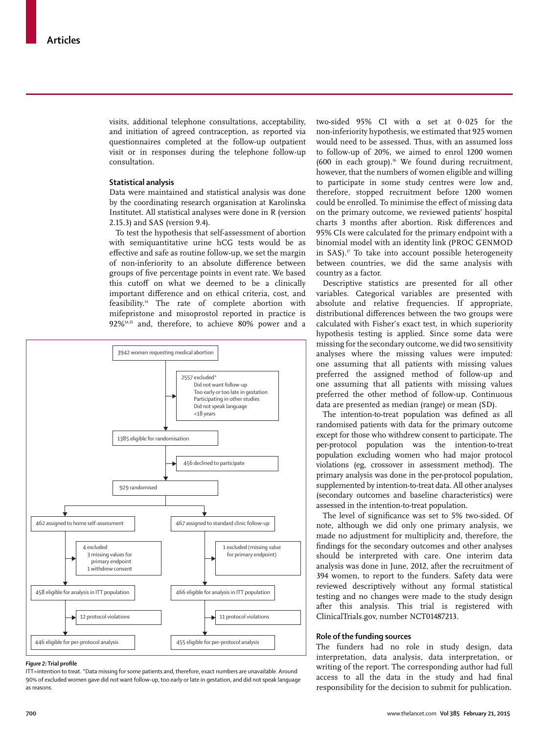visits, additional telephone consultations, acceptability, and initiation of agreed contraception, as reported via questionnaires completed at the follow-up outpatient visit or in responses during the telephone follow-up consultation.

### Statistical analysis

Data were maintained and statistical analysis was done by the coordinating research organisation at Karolinska Institutet. All statistical analyses were done in R (version 2.15.3) and SAS (version 9.4).

To test the hypothesis that self-assessment of abortion with semiquantitative urine hCG tests would be as effective and safe as routine follow-up, we set the margin of non-inferiority to an absolute difference between groups of five percentage points in event rate. We based this cutoff on what we deemed to be a clinically important difference and on ethical criteria, cost, and feasibility.[14] The rate of complete abortion with mifepristone and misoprostol reported in practice is 92%[14,15] and, therefore, to achieve 80% power and a two-sided 95% CI with α set at 0·025 for the non-inferiority hypothesis, we estimated that 925 women would need to be assessed. Thus, with an assumed loss to follow-up of 20%, we aimed to enrol 1200 women (600 in each group).[16] We found during recruitment, however, that the numbers of women eligible and willing to participate in some study centres were low and, therefore, stopped recruitment before 1200 women could be enrolled. To minimise the effect of missing data on the primary outcome, we reviewed patients' hospital charts 3 months after abortion. Risk differences and 95% CIs were calculated for the primary endpoint with a binomial model with an identity link (PROC GENMOD in SAS).[17] To take into account possible heterogeneity between countries, we did the same analysis with country as a factor.

Descriptive statistics are presented for all other variables. Categorical variables are presented with absolute and relative frequencies. If appropriate, distributional differences between the two groups were calculated with Fisher's exact test, in which superiority hypothesis testing is applied. Since some data were missing for the secondary outcome, we did two sensitivity analyses where the missing values were imputed: one assuming that all patients with missing values preferred the assigned method of follow-up and one assuming that all patients with missing values preferred the other method of follow-up. Continuous data are presented as median (range) or mean (SD).

The intention-to-treat population was defined as all randomised patients with data for the primary outcome except for those who withdrew consent to participate. The per-protocol population was the intention-to-treat population excluding women who had major protocol violations (eg, crossover in assessment method). The primary analysis was done in the per-protocol population, supplemented by intention-to-treat data. All other analyses (secondary outcomes and baseline characteristics) were assessed in the intention-to-treat population.

The level of significance was set to 5% two-sided. Of note, although we did only one primary analysis, we made no adjustment for multiplicity and, therefore, the findings for the secondary outcomes and other analyses should be interpreted with care. One interim data analysis was done in June, 2012, after the recruitment of 394 women, to report to the funders. Safety data were reviewed descriptively without any formal statistical testing and no changes were made to the study design after this analysis. This trial is registered with ClinicalTrials.gov, number NCT01487213.

### Role of the funding sources

The funders had no role in study design, data interpretation, data analysis, data interpretation, or writing of the report. The corresponding author had full access to all the data in the study and had final responsibility for the decision to submit for publication.

3942 women requesting medical abortion

→ 2557 excluded*
- Did not want follow-up
- Too early or too late in gestation
- Participating in other studies
- Did not speak language
- <18 years

1385 eligible for randomisation

→ 456 declined to participate

929 randomised

| Home self-assessment | Standard clinic follow-up |
|---|---|
| 462 assigned to home self-assessment | 467 assigned to standard clinic follow-up |
| 4 excluded (3 missing values for primary endpoint; 1 withdrew consent) | 1 excluded (missing value for primary endpoint) |
| 458 eligible for analysis in ITT population | 466 eligible for analysis in ITT population |
| 12 protocol violations | 11 protocol violations |
| 446 eligible for per-protocol analysis | 455 eligible for per-protocol analysis |

***Figure 2:*** **Trial profile**

ITT=intention to treat. *Data missing for some patients and, therefore, exact numbers are unavailable. Around 90% of excluded women gave did not want follow-up, too early or late in gestation, and did not speak language as reasons.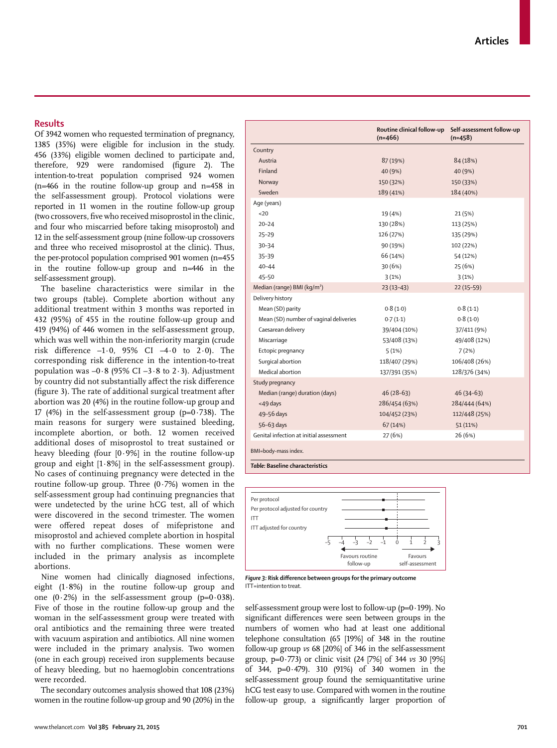## Results

Of 3942 women who requested termination of pregnancy, 1385 (35%) were eligible for inclusion in the study. 456 (33%) eligible women declined to participate and, therefore, 929 were randomised (figure 2). The intention-to-treat population comprised 924 women (n=466 in the routine follow-up group and n=458 in the self-assessment group). Protocol violations were reported in 11 women in the routine follow-up group (two crossovers, five who received misoprostol in the clinic, and four who miscarried before taking misoprostol) and 12 in the self-assessment group (nine follow-up crossovers and three who received misoprostol at the clinic). Thus, the per-protocol population comprised 901 women (n=455 in the routine follow-up group and n=446 in the self-assessment group).

The baseline characteristics were similar in the two groups (table). Complete abortion without any additional treatment within 3 months was reported in 432 (95%) of 455 in the routine follow-up group and 419 (94%) of 446 women in the self-assessment group, which was well within the non-inferiority margin (crude risk difference –1·0, 95% CI –4·0 to 2·0). The corresponding risk difference in the intention-to-treat population was –0·8 (95% CI –3·8 to 2·3). Adjustment by country did not substantially affect the risk difference (figure 3). The rate of additional surgical treatment after abortion was 20 (4%) in the routine follow-up group and 17 (4%) in the self-assessment group (p=0·738). The main reasons for surgery were sustained bleeding, incomplete abortion, or both. 12 women received additional doses of misoprostol to treat sustained or heavy bleeding (four [0·9%] in the routine follow-up group and eight [1·8%] in the self-assessment group). No cases of continuing pregnancy were detected in the routine follow-up group. Three (0·7%) women in the self-assessment group had continuing pregnancies that were undetected by the urine hCG test, all of which were discovered in the second trimester. The women were offered repeat doses of mifepristone and misoprostol and achieved complete abortion in hospital with no further complications. These women were included in the primary analysis as incomplete abortions.

Nine women had clinically diagnosed infections, eight (1·8%) in the routine follow-up group and one (0·2%) in the self-assessment group (p=0·038). Five of those in the routine follow-up group and the woman in the self-assessment group were treated with oral antibiotics and the remaining three were treated with vacuum aspiration and antibiotics. All nine women were included in the primary analysis. Two women (one in each group) received iron supplements because of heavy bleeding, but no haemoglobin concentrations were recorded.

The secondary outcomes analysis showed that 108 (23%) women in the routine follow-up group and 90 (20%) in the self-assessment group were lost to follow-up (p=0·199). No significant differences were seen between groups in the numbers of women who had at least one additional telephone consultation (65 [19%] of 348 in the routine follow-up group *vs* 68 [20%] of 346 in the self-assessment group, p=0·773) or clinic visit (24 [7%] of 344 *vs* 30 [9%] of 344, p=0·479). 310 (91%) of 340 women in the self-assessment group found the semiquantitative urine hCG test easy to use. Compared with women in the routine follow-up group, a significantly larger proportion of

| | Routine clinical follow-up (n=466) | Self-assessment follow-up (n=458) |
|---|---|---|
| **Country** | | |
| Austria | 87 (19%) | 84 (18%) |
| Finland | 40 (9%) | 40 (9%) |
| Norway | 150 (32%) | 150 (33%) |
| Sweden | 189 (41%) | 184 (40%) |
| **Age (years)** | | |
| <20 | 19 (4%) | 21 (5%) |
| 20–24 | 130 (28%) | 113 (25%) |
| 25–29 | 126 (27%) | 135 (29%) |
| 30–34 | 90 (19%) | 102 (22%) |
| 35–39 | 66 (14%) | 54 (12%) |
| 40–44 | 30 (6%) | 25 (6%) |
| 45–50 | 3 (1%) | 3 (1%) |
| **Median (range) BMI (kg/m$^2$)** | 23 (13–43) | 22 (15–59) |
| **Delivery history** | | |
| Mean (SD) parity | 0·8 (1·0) | 0·8 (1·1) |
| Mean (SD) number of vaginal deliveries | 0·7 (1·1) | 0·8 (1·0) |
| Caesarean delivery | 39/404 (10%) | 37/411 (9%) |
| Miscarriage | 53/408 (13%) | 49/408 (12%) |
| Ectopic pregnancy | 5 (1%) | 7 (2%) |
| Surgical abortion | 118/407 (29%) | 106/408 (26%) |
| Medical abortion | 137/391 (35%) | 128/376 (34%) |
| **Study pregnancy** | | |
| Median (range) duration (days) | 46 (28–63) | 46 (34–63) |
| <49 days | 286/454 (63%) | 284/444 (64%) |
| 49–56 days | 104/452 (23%) | 112/448 (25%) |
| 56–63 days | 67 (14%) | 51 (11%) |
| **Genital infection at initial assessment** | 27 (6%) | 26 (6%) |

BMI=body-mass index.

***Table:*** **Baseline characteristics**

**Figure 3: Risk difference between groups for the primary outcome**
ITT=intention to treat.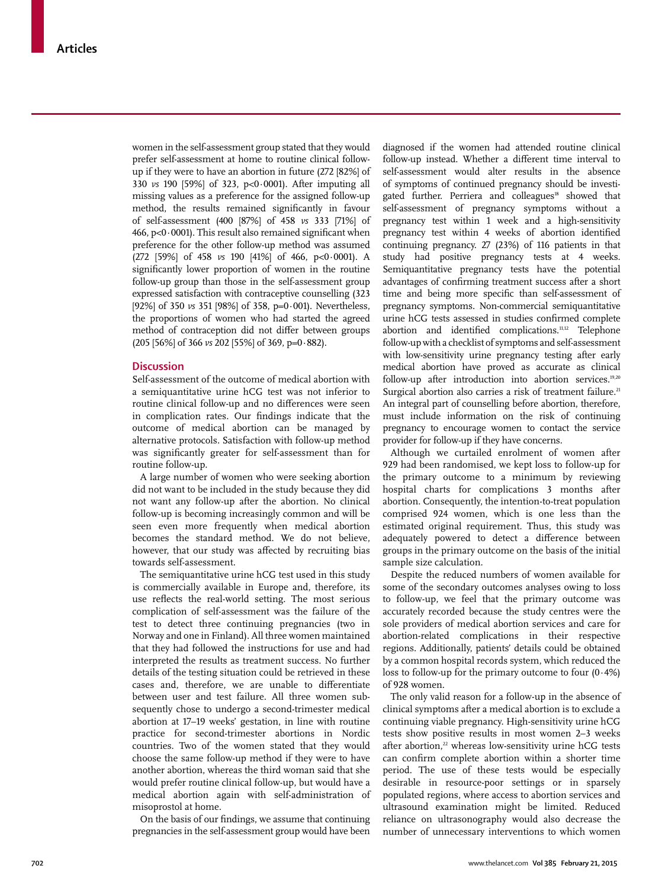women in the self-assessment group stated that they would prefer self-assessment at home to routine clinical follow-up if they were to have an abortion in future (272 [82%] of 330 *vs* 190 [59%] of 323, p<0·0001). After imputing all missing values as a preference for the assigned follow-up method, the results remained significantly in favour of self-assessment (400 [87%] of 458 *vs* 333 [71%] of 466, p<0·0001). This result also remained significant when preference for the other follow-up method was assumed (272 [59%] of 458 *vs* 190 [41%] of 466, p<0·0001). A significantly lower proportion of women in the routine follow-up group than those in the self-assessment group expressed satisfaction with contraceptive counselling (323 [92%] of 350 *vs* 351 [98%] of 358, p=0·001). Nevertheless, the proportions of women who had started the agreed method of contraception did not differ between groups (205 [56%] of 366 *vs* 202 [55%] of 369, p=0·882).

## Discussion

Self-assessment of the outcome of medical abortion with a semiquantitative urine hCG test was not inferior to routine clinical follow-up and no differences were seen in complication rates. Our findings indicate that the outcome of medical abortion can be managed by alternative protocols. Satisfaction with follow-up method was significantly greater for self-assessment than for routine follow-up.

A large number of women who were seeking abortion did not want to be included in the study because they did not want any follow-up after the abortion. No clinical follow-up is becoming increasingly common and will be seen even more frequently when medical abortion becomes the standard method. We do not believe, however, that our study was affected by recruiting bias towards self-assessment.

The semiquantitative urine hCG test used in this study is commercially available in Europe and, therefore, its use reflects the real-world setting. The most serious complication of self-assessment was the failure of the test to detect three continuing pregnancies (two in Norway and one in Finland). All three women maintained that they had followed the instructions for use and had interpreted the results as treatment success. No further details of the testing situation could be retrieved in these cases and, therefore, we are unable to differentiate between user and test failure. All three women subsequently chose to undergo a second-trimester medical abortion at 17–19 weeks' gestation, in line with routine practice for second-trimester abortions in Nordic countries. Two of the women stated that they would choose the same follow-up method if they were to have another abortion, whereas the third woman said that she would prefer routine clinical follow-up, but would have a medical abortion again with self-administration of misoprostol at home.

On the basis of our findings, we assume that continuing pregnancies in the self-assessment group would have been diagnosed if the women had attended routine clinical follow-up instead. Whether a different time interval to self-assessment would alter results in the absence of symptoms of continued pregnancy should be investigated further. Perriera and colleagues[18] showed that self-assessment of pregnancy symptoms without a pregnancy test within 1 week and a high-sensitivity pregnancy test within 4 weeks of abortion identified continuing pregnancy. 27 (23%) of 116 patients in that study had positive pregnancy tests at 4 weeks. Semiquantitative pregnancy tests have the potential advantages of confirming treatment success after a short time and being more specific than self-assessment of pregnancy symptoms. Non-commercial semiquantitative urine hCG tests assessed in studies confirmed complete abortion and identified complications.[11,12] Telephone follow-up with a checklist of symptoms and self-assessment with low-sensitivity urine pregnancy testing after early medical abortion have proved as accurate as clinical follow-up after introduction into abortion services.[19,20] Surgical abortion also carries a risk of treatment failure.[21] An integral part of counselling before abortion, therefore, must include information on the risk of continuing pregnancy to encourage women to contact the service provider for follow-up if they have concerns.

Although we curtailed enrolment of women after 929 had been randomised, we kept loss to follow-up for the primary outcome to a minimum by reviewing hospital charts for complications 3 months after abortion. Consequently, the intention-to-treat population comprised 924 women, which is one less than the estimated original requirement. Thus, this study was adequately powered to detect a difference between groups in the primary outcome on the basis of the initial sample size calculation.

Despite the reduced numbers of women available for some of the secondary outcomes analyses owing to loss to follow-up, we feel that the primary outcome was accurately recorded because the study centres were the sole providers of medical abortion services and care for abortion-related complications in their respective regions. Additionally, patients' details could be obtained by a common hospital records system, which reduced the loss to follow-up for the primary outcome to four (0·4%) of 928 women.

The only valid reason for a follow-up in the absence of clinical symptoms after a medical abortion is to exclude a continuing viable pregnancy. High-sensitivity urine hCG tests show positive results in most women 2–3 weeks after abortion,[22] whereas low-sensitivity urine hCG tests can confirm complete abortion within a shorter time period. The use of these tests would be especially desirable in resource-poor settings or in sparsely populated regions, where access to abortion services and ultrasound examination might be limited. Reduced reliance on ultrasonography would also decrease the number of unnecessary interventions to which women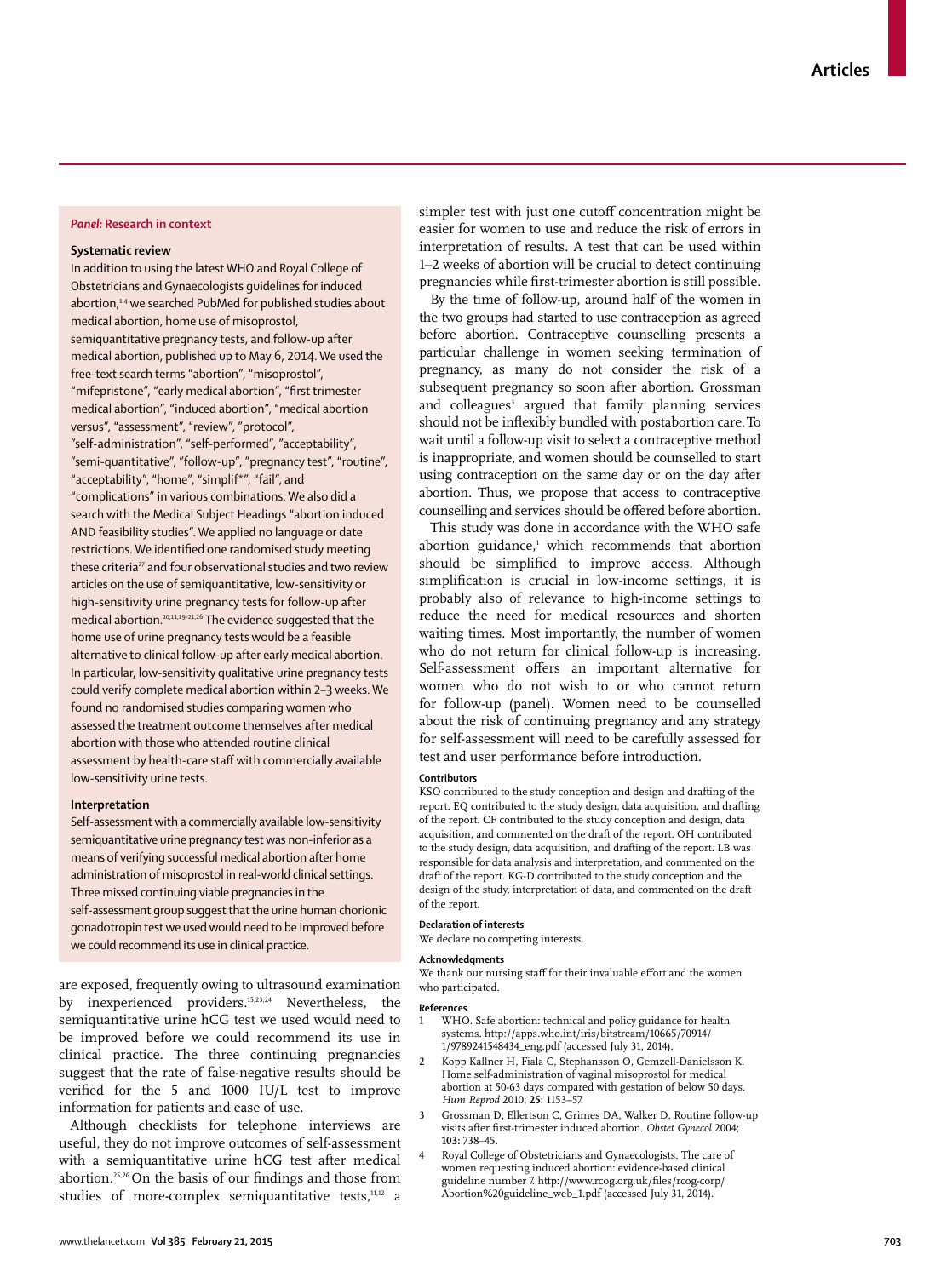### *Panel:* Research in context

#### Systematic review

In addition to using the latest WHO and Royal College of Obstetricians and Gynaecologists guidelines for induced abortion,[1,4] we searched PubMed for published studies about medical abortion, home use of misoprostol, semiquantitative pregnancy tests, and follow-up after medical abortion, published up to May 6, 2014. We used the free-text search terms "abortion", "misoprostol", "mifepristone", "early medical abortion", "first trimester medical abortion", "induced abortion", "medical abortion versus", "assessment", "review", "protocol", "self-administration", "self-performed", "acceptability", "semi-quantitative", "follow-up", "pregnancy test", "routine", "acceptability", "home", "simplif*", "fail", and "complications" in various combinations. We also did a search with the Medical Subject Headings "abortion induced AND feasibility studies". We applied no language or date restrictions. We identified one randomised study meeting these criteria[27] and four observational studies and two review articles on the use of semiquantitative, low-sensitivity or high-sensitivity urine pregnancy tests for follow-up after medical abortion.[10,11,19–21,26] The evidence suggested that the home use of urine pregnancy tests would be a feasible alternative to clinical follow-up after early medical abortion. In particular, low-sensitivity qualitative urine pregnancy tests could verify complete medical abortion within 2–3 weeks. We found no randomised studies comparing women who assessed the treatment outcome themselves after medical abortion with those who attended routine clinical assessment by health-care staff with commercially available low-sensitivity urine tests.

#### Interpretation

Self-assessment with a commercially available low-sensitivity semiquantitative urine pregnancy test was non-inferior as a means of verifying successful medical abortion after home administration of misoprostol in real-world clinical settings. Three missed continuing viable pregnancies in the self-assessment group suggest that the urine human chorionic gonadotropin test we used would need to be improved before we could recommend its use in clinical practice.

are exposed, frequently owing to ultrasound examination by inexperienced providers.[15,23,24] Nevertheless, the semiquantitative urine hCG test we used would need to be improved before we could recommend its use in clinical practice. The three continuing pregnancies suggest that the rate of false-negative results should be verified for the 5 and 1000 IU/L test to improve information for patients and ease of use.

Although checklists for telephone interviews are useful, they do not improve outcomes of self-assessment with a semiquantitative urine hCG test after medical abortion.[25,26] On the basis of our findings and those from studies of more-complex semiquantitative tests,[11,12] a simpler test with just one cutoff concentration might be easier for women to use and reduce the risk of errors in interpretation of results. A test that can be used within 1–2 weeks of abortion will be crucial to detect continuing pregnancies while first-trimester abortion is still possible.

By the time of follow-up, around half of the women in the two groups had started to use contraception as agreed before abortion. Contraceptive counselling presents a particular challenge in women seeking termination of pregnancy, as many do not consider the risk of a subsequent pregnancy so soon after abortion. Grossman and colleagues[3] argued that family planning services should not be inflexibly bundled with postabortion care. To wait until a follow-up visit to select a contraceptive method is inappropriate, and women should be counselled to start using contraception on the same day or on the day after abortion. Thus, we propose that access to contraceptive counselling and services should be offered before abortion.

This study was done in accordance with the WHO safe abortion guidance,[1] which recommends that abortion should be simplified to improve access. Although simplification is crucial in low-income settings, it is probably also of relevance to high-income settings to reduce the need for medical resources and shorten waiting times. Most importantly, the number of women who do not return for clinical follow-up is increasing. Self-assessment offers an important alternative for women who do not wish to or who cannot return for follow-up (panel). Women need to be counselled about the risk of continuing pregnancy and any strategy for self-assessment will need to be carefully assessed for test and user performance before introduction.

#### Contributors

KSO contributed to the study conception and design and drafting of the report. EQ contributed to the study design, data acquisition, and drafting of the report. CF contributed to the study conception and design, data acquisition, and commented on the draft of the report. OH contributed to the study design, data acquisition, and drafting of the report. LB was responsible for data analysis and interpretation, and commented on the draft of the report. KG-D contributed to the study conception and the design of the study, interpretation of data, and commented on the draft of the report.

#### Declaration of interests

We declare no competing interests.

#### Acknowledgments

We thank our nursing staff for their invaluable effort and the women who participated.

#### References

1. WHO. Safe abortion: technical and policy guidance for health systems. http://apps.who.int/iris/bitstream/10665/70914/1/9789241548434_eng.pdf (accessed July 31, 2014).
2. Kopp Kallner H, Fiala C, Stephansson O, Gemzell-Danielsson K. Home self-administration of vaginal misoprostol for medical abortion at 50-63 days compared with gestation of below 50 days. *Hum Reprod* 2010; **25:** 1153–57.
3. Grossman D, Ellertson C, Grimes DA, Walker D. Routine follow-up visits after first-trimester induced abortion. *Obstet Gynecol* 2004; **103:** 738–45.
4. Royal College of Obstetricians and Gynaecologists. The care of women requesting induced abortion: evidence-based clinical guideline number 7. http://www.rcog.org.uk/files/rcog-corp/Abortion%20guideline_web_1.pdf (accessed July 31, 2014).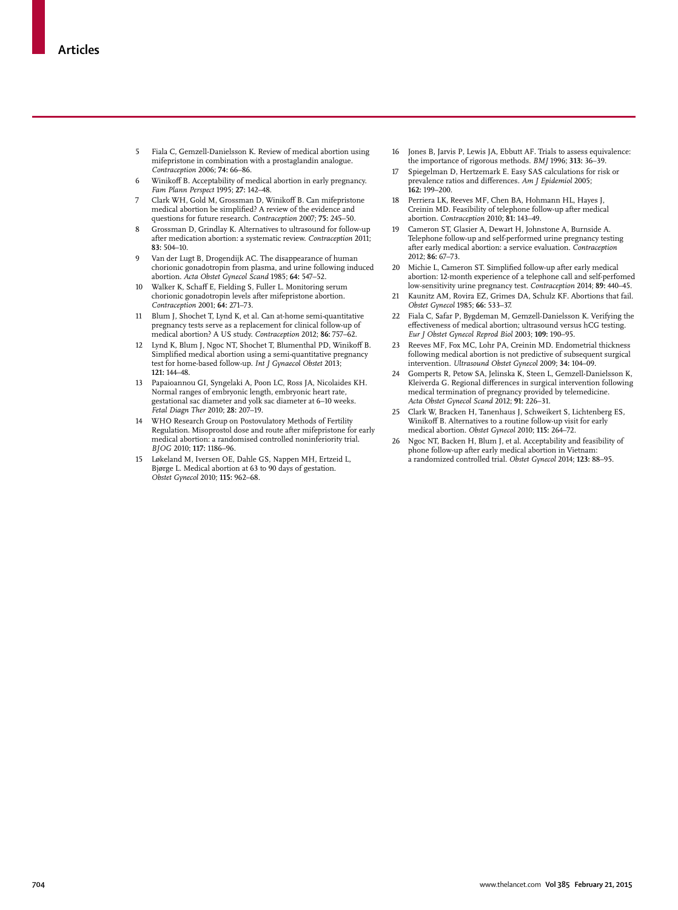5. Fiala C, Gemzell-Danielsson K. Review of medical abortion using mifepristone in combination with a prostaglandin analogue. *Contraception* 2006; **74:** 66–86.
6. Winikoff B. Acceptability of medical abortion in early pregnancy. *Fam Plann Perspect* 1995; **27:** 142–48.
7. Clark WH, Gold M, Grossman D, Winikoff B. Can mifepristone medical abortion be simplified? A review of the evidence and questions for future research. *Contraception* 2007; **75:** 245–50.
8. Grossman D, Grindlay K. Alternatives to ultrasound for follow-up after medication abortion: a systematic review. *Contraception* 2011; **83:** 504–10.
9. Van der Lugt B, Drogendijk AC. The disappearance of human chorionic gonadotropin from plasma, and urine following induced abortion. *Acta Obstet Gynecol Scand* 1985; **64:** 547–52.
10. Walker K, Schaff E, Fielding S, Fuller L. Monitoring serum chorionic gonadotropin levels after mifepristone abortion. *Contraception* 2001; **64:** 271–73.
11. Blum J, Shochet T, Lynd K, et al. Can at-home semi-quantitative pregnancy tests serve as a replacement for clinical follow-up of medical abortion? A US study. *Contraception* 2012; **86:** 757–62.
12. Lynd K, Blum J, Ngoc NT, Shochet T, Blumenthal PD, Winikoff B. Simplified medical abortion using a semi-quantitative pregnancy test for home-based follow-up. *Int J Gynaecol Obstet* 2013; **121:** 144–48.
13. Papaioannou GI, Syngelaki A, Poon LC, Ross JA, Nicolaides KH. Normal ranges of embryonic length, embryonic heart rate, gestational sac diameter and yolk sac diameter at 6–10 weeks. *Fetal Diagn Ther* 2010; **28:** 207–19.
14. WHO Research Group on Postovulatory Methods of Fertility Regulation. Misoprostol dose and route after mifepristone for early medical abortion: a randomised controlled noninferiority trial. *BJOG* 2010; **117:** 1186–96.
15. Løkeland M, Iversen OE, Dahle GS, Nappen MH, Ertzeid L, Bjørge L. Medical abortion at 63 to 90 days of gestation. *Obstet Gynecol* 2010; **115:** 962–68.
16. Jones B, Jarvis P, Lewis JA, Ebbutt AF. Trials to assess equivalence: the importance of rigorous methods. *BMJ* 1996; **313:** 36–39.
17. Spiegelman D, Hertzemark E. Easy SAS calculations for risk or prevalence ratios and differences. *Am J Epidemiol* 2005; **162:** 199–200.
18. Perriera LK, Reeves MF, Chen BA, Hohmann HL, Hayes J, Creinin MD. Feasibility of telephone follow-up after medical abortion. *Contraception* 2010; **81:** 143–49.
19. Cameron ST, Glasier A, Dewart H, Johnstone A, Burnside A. Telephone follow-up and self-performed urine pregnancy testing after early medical abortion: a service evaluation. *Contraception* 2012; **86:** 67–73.
20. Michie L, Cameron ST. Simplified follow-up after early medical abortion: 12-month experience of a telephone call and self-perfomed low-sensitivity urine pregnancy test. *Contraception* 2014; **89:** 440–45.
21. Kaunitz AM, Rovira EZ, Grimes DA, Schulz KF. Abortions that fail. *Obstet Gynecol* 1985; **66:** 533–37.
22. Fiala C, Safar P, Bygdeman M, Gemzell-Danielsson K. Verifying the effectiveness of medical abortion; ultrasound versus hCG testing. *Eur J Obstet Gynecol Reprod Biol* 2003; **109:** 190–95.
23. Reeves MF, Fox MC, Lohr PA, Creinin MD. Endometrial thickness following medical abortion is not predictive of subsequent surgical intervention. *Ultrasound Obstet Gynecol* 2009; **34:** 104–09.
24. Gomperts R, Petow SA, Jelinska K, Steen L, Gemzell-Danielsson K, Kleiverda G. Regional differences in surgical intervention following medical termination of pregnancy provided by telemedicine. *Acta Obstet Gynecol Scand* 2012; **91:** 226–31.
25. Clark W, Bracken H, Tanenhaus J, Schweikert S, Lichtenberg ES, Winikoff B. Alternatives to a routine follow-up visit for early medical abortion. *Obstet Gynecol* 2010; **115:** 264–72.
26. Ngoc NT, Backen H, Blum J, et al. Acceptability and feasibility of phone follow-up after early medical abortion in Vietnam: a randomized controlled trial. *Obstet Gynecol* 2014; **123:** 88–95.